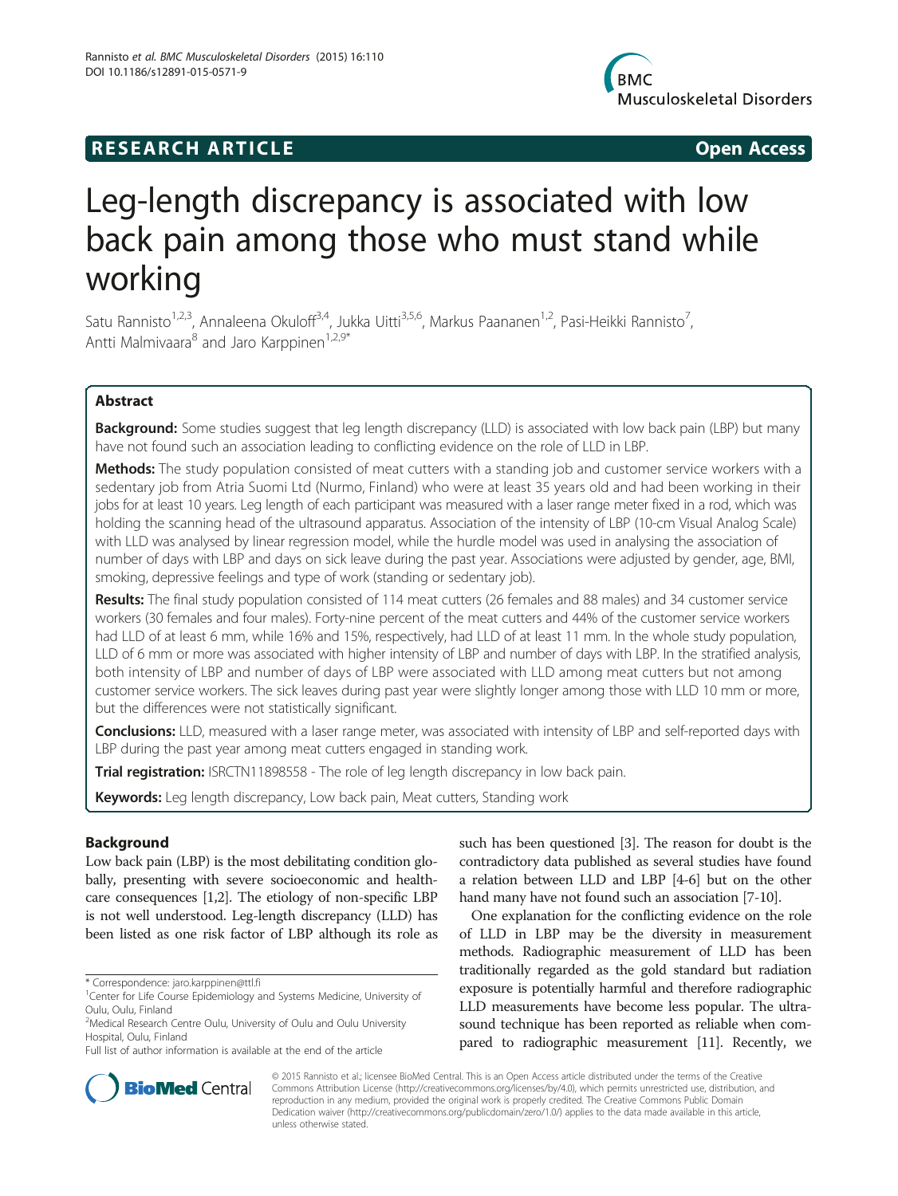RESEARCH ARTICLE Open Access

# Leg-length discrepancy is associated with low back pain among those who must stand while working

Satu Rannisto[1,2,3], Annaleena Okuloff[3,4], Jukka Uitti[3,5,6], Markus Paananen[1,2], Pasi-Heikki Rannisto[7], Antti Malmivaara[8] and Jaro Karppinen[1,2,9*]

## Abstract

**Background:** Some studies suggest that leg length discrepancy (LLD) is associated with low back pain (LBP) but many have not found such an association leading to conflicting evidence on the role of LLD in LBP.

**Methods:** The study population consisted of meat cutters with a standing job and customer service workers with a sedentary job from Atria Suomi Ltd (Nurmo, Finland) who were at least 35 years old and had been working in their jobs for at least 10 years. Leg length of each participant was measured with a laser range meter fixed in a rod, which was holding the scanning head of the ultrasound apparatus. Association of the intensity of LBP (10-cm Visual Analog Scale) with LLD was analysed by linear regression model, while the hurdle model was used in analysing the association of number of days with LBP and days on sick leave during the past year. Associations were adjusted by gender, age, BMI, smoking, depressive feelings and type of work (standing or sedentary job).

**Results:** The final study population consisted of 114 meat cutters (26 females and 88 males) and 34 customer service workers (30 females and four males). Forty-nine percent of the meat cutters and 44% of the customer service workers had LLD of at least 6 mm, while 16% and 15%, respectively, had LLD of at least 11 mm. In the whole study population, LLD of 6 mm or more was associated with higher intensity of LBP and number of days with LBP. In the stratified analysis, both intensity of LBP and number of days of LBP were associated with LLD among meat cutters but not among customer service workers. The sick leaves during past year were slightly longer among those with LLD 10 mm or more, but the differences were not statistically significant.

**Conclusions:** LLD, measured with a laser range meter, was associated with intensity of LBP and self-reported days with LBP during the past year among meat cutters engaged in standing work.

**Trial registration:** ISRCTN11898558 - The role of leg length discrepancy in low back pain.

**Keywords:** Leg length discrepancy, Low back pain, Meat cutters, Standing work

## Background

Low back pain (LBP) is the most debilitating condition globally, presenting with severe socioeconomic and healthcare consequences [1,2]. The etiology of non-specific LBP is not well understood. Leg-length discrepancy (LLD) has been listed as one risk factor of LBP although its role as such has been questioned [3]. The reason for doubt is the contradictory data published as several studies have found a relation between LLD and LBP [4-6] but on the other hand many have not found such an association [7-10].

One explanation for the conflicting evidence on the role of LLD in LBP may be the diversity in measurement methods. Radiographic measurement of LLD has been traditionally regarded as the gold standard but radiation exposure is potentially harmful and therefore radiographic LLD measurements have become less popular. The ultrasound technique has been reported as reliable when compared to radiographic measurement [11]. Recently, we

\* Correspondence: jaro.karppinen@ttl.fi
[1]Center for Life Course Epidemiology and Systems Medicine, University of Oulu, Oulu, Finland
[2]Medical Research Centre Oulu, University of Oulu and Oulu University Hospital, Oulu, Finland
Full list of author information is available at the end of the article

© 2015 Rannisto et al.; licensee BioMed Central. This is an Open Access article distributed under the terms of the Creative Commons Attribution License (http://creativecommons.org/licenses/by/4.0), which permits unrestricted use, distribution, and reproduction in any medium, provided the original work is properly credited. The Creative Commons Public Domain Dedication waiver (http://creativecommons.org/publicdomain/zero/1.0/) applies to the data made available in this article, unless otherwise stated.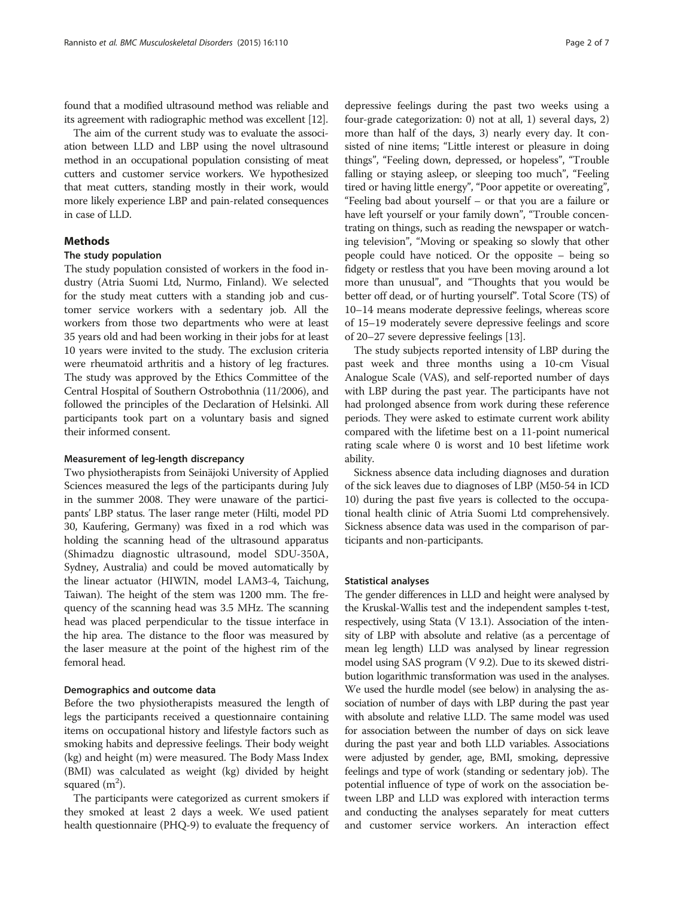found that a modified ultrasound method was reliable and its agreement with radiographic method was excellent [12].

The aim of the current study was to evaluate the association between LLD and LBP using the novel ultrasound method in an occupational population consisting of meat cutters and customer service workers. We hypothesized that meat cutters, standing mostly in their work, would more likely experience LBP and pain-related consequences in case of LLD.

## Methods

### The study population

The study population consisted of workers in the food industry (Atria Suomi Ltd, Nurmo, Finland). We selected for the study meat cutters with a standing job and customer service workers with a sedentary job. All the workers from those two departments who were at least 35 years old and had been working in their jobs for at least 10 years were invited to the study. The exclusion criteria were rheumatoid arthritis and a history of leg fractures. The study was approved by the Ethics Committee of the Central Hospital of Southern Ostrobothnia (11/2006), and followed the principles of the Declaration of Helsinki. All participants took part on a voluntary basis and signed their informed consent.

#### Measurement of leg-length discrepancy

Two physiotherapists from Seinäjoki University of Applied Sciences measured the legs of the participants during July in the summer 2008. They were unaware of the participants' LBP status. The laser range meter (Hilti, model PD 30, Kaufering, Germany) was fixed in a rod which was holding the scanning head of the ultrasound apparatus (Shimadzu diagnostic ultrasound, model SDU-350A, Sydney, Australia) and could be moved automatically by the linear actuator (HIWIN, model LAM3-4, Taichung, Taiwan). The height of the stem was 1200 mm. The frequency of the scanning head was 3.5 MHz. The scanning head was placed perpendicular to the tissue interface in the hip area. The distance to the floor was measured by the laser measure at the point of the highest rim of the femoral head.

#### Demographics and outcome data

Before the two physiotherapists measured the length of legs the participants received a questionnaire containing items on occupational history and lifestyle factors such as smoking habits and depressive feelings. Their body weight (kg) and height (m) were measured. The Body Mass Index (BMI) was calculated as weight (kg) divided by height squared ($m^2$).

The participants were categorized as current smokers if they smoked at least 2 days a week. We used patient health questionnaire (PHQ-9) to evaluate the frequency of depressive feelings during the past two weeks using a four-grade categorization: 0) not at all, 1) several days, 2) more than half of the days, 3) nearly every day. It consisted of nine items; "Little interest or pleasure in doing things", "Feeling down, depressed, or hopeless", "Trouble falling or staying asleep, or sleeping too much", "Feeling tired or having little energy", "Poor appetite or overeating", "Feeling bad about yourself – or that you are a failure or have left yourself or your family down", "Trouble concentrating on things, such as reading the newspaper or watching television", "Moving or speaking so slowly that other people could have noticed. Or the opposite – being so fidgety or restless that you have been moving around a lot more than unusual", and "Thoughts that you would be better off dead, or of hurting yourself". Total Score (TS) of 10–14 means moderate depressive feelings, whereas score of 15–19 moderately severe depressive feelings and score of 20–27 severe depressive feelings [13].

The study subjects reported intensity of LBP during the past week and three months using a 10-cm Visual Analogue Scale (VAS), and self-reported number of days with LBP during the past year. The participants have not had prolonged absence from work during these reference periods. They were asked to estimate current work ability compared with the lifetime best on a 11-point numerical rating scale where 0 is worst and 10 best lifetime work ability.

Sickness absence data including diagnoses and duration of the sick leaves due to diagnoses of LBP (M50-54 in ICD 10) during the past five years is collected to the occupational health clinic of Atria Suomi Ltd comprehensively. Sickness absence data was used in the comparison of participants and non-participants.

### Statistical analyses

The gender differences in LLD and height were analysed by the Kruskal-Wallis test and the independent samples t-test, respectively, using Stata (V 13.1). Association of the intensity of LBP with absolute and relative (as a percentage of mean leg length) LLD was analysed by linear regression model using SAS program (V 9.2). Due to its skewed distribution logarithmic transformation was used in the analyses. We used the hurdle model (see below) in analysing the association of number of days with LBP during the past year with absolute and relative LLD. The same model was used for association between the number of days on sick leave during the past year and both LLD variables. Associations were adjusted by gender, age, BMI, smoking, depressive feelings and type of work (standing or sedentary job). The potential influence of type of work on the association between LBP and LLD was explored with interaction terms and conducting the analyses separately for meat cutters and customer service workers. An interaction effect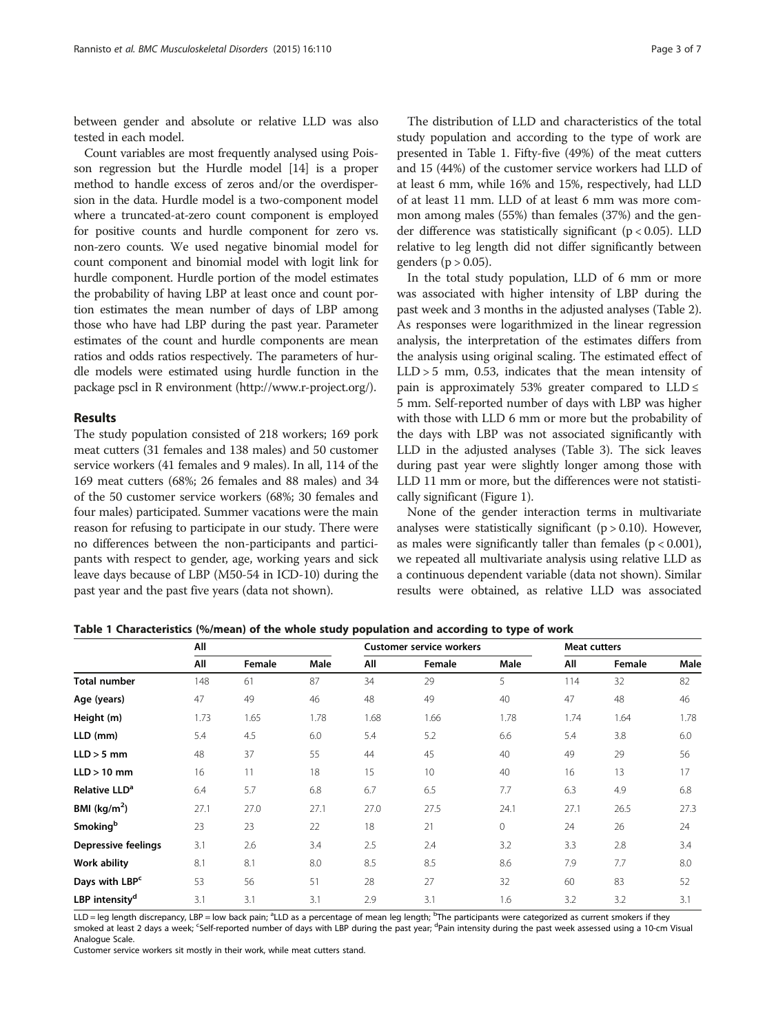between gender and absolute or relative LLD was also tested in each model.

Count variables are most frequently analysed using Poisson regression but the Hurdle model [14] is a proper method to handle excess of zeros and/or the overdispersion in the data. Hurdle model is a two-component model where a truncated-at-zero count component is employed for positive counts and hurdle component for zero vs. non-zero counts. We used negative binomial model for count component and binomial model with logit link for hurdle component. Hurdle portion of the model estimates the probability of having LBP at least once and count portion estimates the mean number of days of LBP among those who have had LBP during the past year. Parameter estimates of the count and hurdle components are mean ratios and odds ratios respectively. The parameters of hurdle models were estimated using hurdle function in the package pscl in R environment (http://www.r-project.org/).

## Results

The study population consisted of 218 workers; 169 pork meat cutters (31 females and 138 males) and 50 customer service workers (41 females and 9 males). In all, 114 of the 169 meat cutters (68%; 26 females and 88 males) and 34 of the 50 customer service workers (68%; 30 females and four males) participated. Summer vacations were the main reason for refusing to participate in our study. There were no differences between the non-participants and participants with respect to gender, age, working years and sick leave days because of LBP (M50-54 in ICD-10) during the past year and the past five years (data not shown).

The distribution of LLD and characteristics of the total study population and according to the type of work are presented in Table 1. Fifty-five (49%) of the meat cutters and 15 (44%) of the customer service workers had LLD of at least 6 mm, while 16% and 15%, respectively, had LLD of at least 11 mm. LLD of at least 6 mm was more common among males (55%) than females (37%) and the gender difference was statistically significant ($p < 0.05$). LLD relative to leg length did not differ significantly between genders ($p > 0.05$).

In the total study population, LLD of 6 mm or more was associated with higher intensity of LBP during the past week and 3 months in the adjusted analyses (Table 2). As responses were logarithmized in the linear regression analysis, the interpretation of the estimates differs from the analysis using original scaling. The estimated effect of LLD > 5 mm, 0.53, indicates that the mean intensity of pain is approximately 53% greater compared to LLD ≤ 5 mm. Self-reported number of days with LBP was higher with those with LLD 6 mm or more but the probability of the days with LBP was not associated significantly with LLD in the adjusted analyses (Table 3). The sick leaves during past year were slightly longer among those with LLD 11 mm or more, but the differences were not statistically significant (Figure 1).

None of the gender interaction terms in multivariate analyses were statistically significant ($p > 0.10$). However, as males were significantly taller than females ($p < 0.001$), we repeated all multivariate analysis using relative LLD as a continuous dependent variable (data not shown). Similar results were obtained, as relative LLD was associated

**Table 1 Characteristics (%/mean) of the whole study population and according to type of work**

| | All | | | Customer service workers | | | Meat cutters | | |
|---|---|---|---|---|---|---|---|---|---|
| | All | Female | Male | All | Female | Male | All | Female | Male |
| **Total number** | 148 | 61 | 87 | 34 | 29 | 5 | 114 | 32 | 82 |
| **Age (years)** | 47 | 49 | 46 | 48 | 49 | 40 | 47 | 48 | 46 |
| **Height (m)** | 1.73 | 1.65 | 1.78 | 1.68 | 1.66 | 1.78 | 1.74 | 1.64 | 1.78 |
| **LLD (mm)** | 5.4 | 4.5 | 6.0 | 5.4 | 5.2 | 6.6 | 5.4 | 3.8 | 6.0 |
| **LLD > 5 mm** | 48 | 37 | 55 | 44 | 45 | 40 | 49 | 29 | 56 |
| **LLD > 10 mm** | 16 | 11 | 18 | 15 | 10 | 40 | 16 | 13 | 17 |
| **Relative LLD[a]** | 6.4 | 5.7 | 6.8 | 6.7 | 6.5 | 7.7 | 6.3 | 4.9 | 6.8 |
| **BMI (kg/m$^2$)** | 27.1 | 27.0 | 27.1 | 27.0 | 27.5 | 24.1 | 27.1 | 26.5 | 27.3 |
| **Smoking[b]** | 23 | 23 | 22 | 18 | 21 | 0 | 24 | 26 | 24 |
| **Depressive feelings** | 3.1 | 2.6 | 3.4 | 2.5 | 2.4 | 3.2 | 3.3 | 2.8 | 3.4 |
| **Work ability** | 8.1 | 8.1 | 8.0 | 8.5 | 8.5 | 8.6 | 7.9 | 7.7 | 8.0 |
| **Days with LBP[c]** | 53 | 56 | 51 | 28 | 27 | 32 | 60 | 83 | 52 |
| **LBP intensity[d]** | 3.1 | 3.1 | 3.1 | 2.9 | 3.1 | 1.6 | 3.2 | 3.2 | 3.1 |

LLD = leg length discrepancy, LBP = low back pain; [a]LLD as a percentage of mean leg length; [b]The participants were categorized as current smokers if they smoked at least 2 days a week; [c]Self-reported number of days with LBP during the past year; [d]Pain intensity during the past week assessed using a 10-cm Visual Analogue Scale.
Customer service workers sit mostly in their work, while meat cutters stand.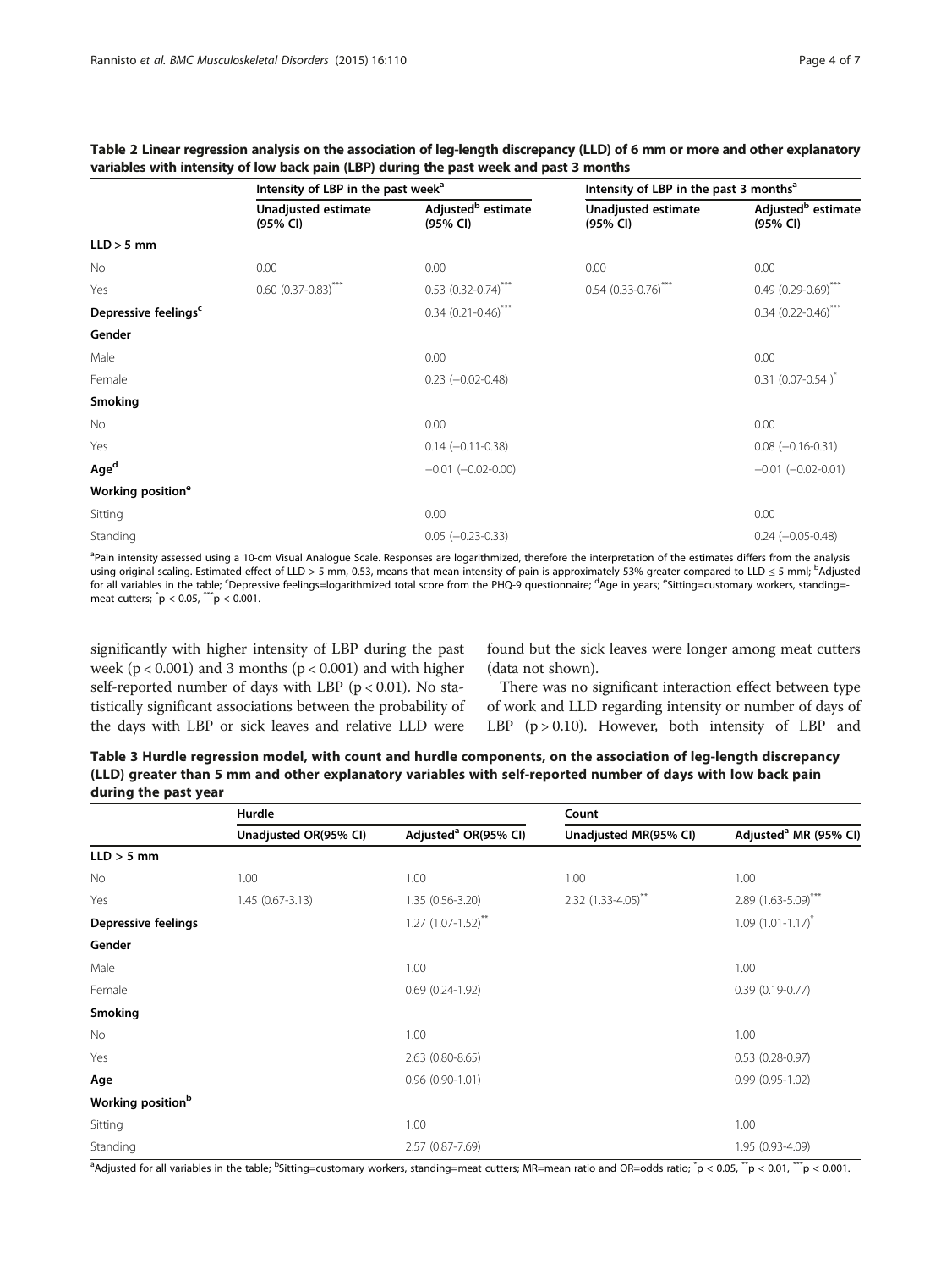**Table 2 Linear regression analysis on the association of leg-length discrepancy (LLD) of 6 mm or more and other explanatory variables with intensity of low back pain (LBP) during the past week and past 3 months**

| | Intensity of LBP in the past week[a] | | Intensity of LBP in the past 3 months[a] | |
|---|---|---|---|---|
| | Unadjusted estimate (95% CI) | Adjusted[b] estimate (95% CI) | Unadjusted estimate (95% CI) | Adjusted[b] estimate (95% CI) |
| **LLD > 5 mm** | | | | |
| No | 0.00 | 0.00 | 0.00 | 0.00 |
| Yes | 0.60 (0.37-0.83)*** | 0.53 (0.32-0.74)*** | 0.54 (0.33-0.76)*** | 0.49 (0.29-0.69)*** |
| **Depressive feelings[c]** | | 0.34 (0.21-0.46)*** | | 0.34 (0.22-0.46)*** |
| **Gender** | | | | |
| Male | | 0.00 | | 0.00 |
| Female | | 0.23 (−0.02-0.48) | | 0.31 (0.07-0.54 )* |
| **Smoking** | | | | |
| No | | 0.00 | | 0.00 |
| Yes | | 0.14 (−0.11-0.38) | | 0.08 (−0.16-0.31) |
| **Age[d]** | | −0.01 (−0.02-0.00) | | −0.01 (−0.02-0.01) |
| **Working position[e]** | | | | |
| Sitting | | 0.00 | | 0.00 |
| Standing | | 0.05 (−0.23-0.33) | | 0.24 (−0.05-0.48) |

[a]Pain intensity assessed using a 10-cm Visual Analogue Scale. Responses are logarithmized, therefore the interpretation of the estimates differs from the analysis using original scaling. Estimated effect of LLD > 5 mm, 0.53, means that mean intensity of pain is approximately 53% greater compared to LLD ≤ 5 mml; [b]Adjusted for all variables in the table; [c]Depressive feelings=logarithmized total score from the PHQ-9 questionnaire; [d]Age in years; [e]Sitting=customary workers, standing=meat cutters; *p < 0.05, ***p < 0.001.

significantly with higher intensity of LBP during the past week ($p < 0.001$) and 3 months ($p < 0.001$) and with higher self-reported number of days with LBP ($p < 0.01$). No statistically significant associations between the probability of the days with LBP or sick leaves and relative LLD were found but the sick leaves were longer among meat cutters (data not shown).

There was no significant interaction effect between type of work and LLD regarding intensity or number of days of LBP ($p > 0.10$). However, both intensity of LBP and

**Table 3 Hurdle regression model, with count and hurdle components, on the association of leg-length discrepancy (LLD) greater than 5 mm and other explanatory variables with self-reported number of days with low back pain during the past year**

| | Hurdle | | Count | |
|---|---|---|---|---|
| | Unadjusted OR(95% CI) | Adjusted[a] OR(95% CI) | Unadjusted MR(95% CI) | Adjusted[a] MR (95% CI) |
| **LLD > 5 mm** | | | | |
| No | 1.00 | 1.00 | 1.00 | 1.00 |
| Yes | 1.45 (0.67-3.13) | 1.35 (0.56-3.20) | 2.32 (1.33-4.05)** | 2.89 (1.63-5.09)*** |
| **Depressive feelings** | | 1.27 (1.07-1.52)** | | 1.09 (1.01-1.17)* |
| **Gender** | | | | |
| Male | | 1.00 | | 1.00 |
| Female | | 0.69 (0.24-1.92) | | 0.39 (0.19-0.77) |
| **Smoking** | | | | |
| No | | 1.00 | | 1.00 |
| Yes | | 2.63 (0.80-8.65) | | 0.53 (0.28-0.97) |
| **Age** | | 0.96 (0.90-1.01) | | 0.99 (0.95-1.02) |
| **Working position[b]** | | | | |
| Sitting | | 1.00 | | 1.00 |
| Standing | | 2.57 (0.87-7.69) | | 1.95 (0.93-4.09) |

[a]Adjusted for all variables in the table; [b]Sitting=customary workers, standing=meat cutters; MR=mean ratio and OR=odds ratio; *p < 0.05, **p < 0.01, ***p < 0.001.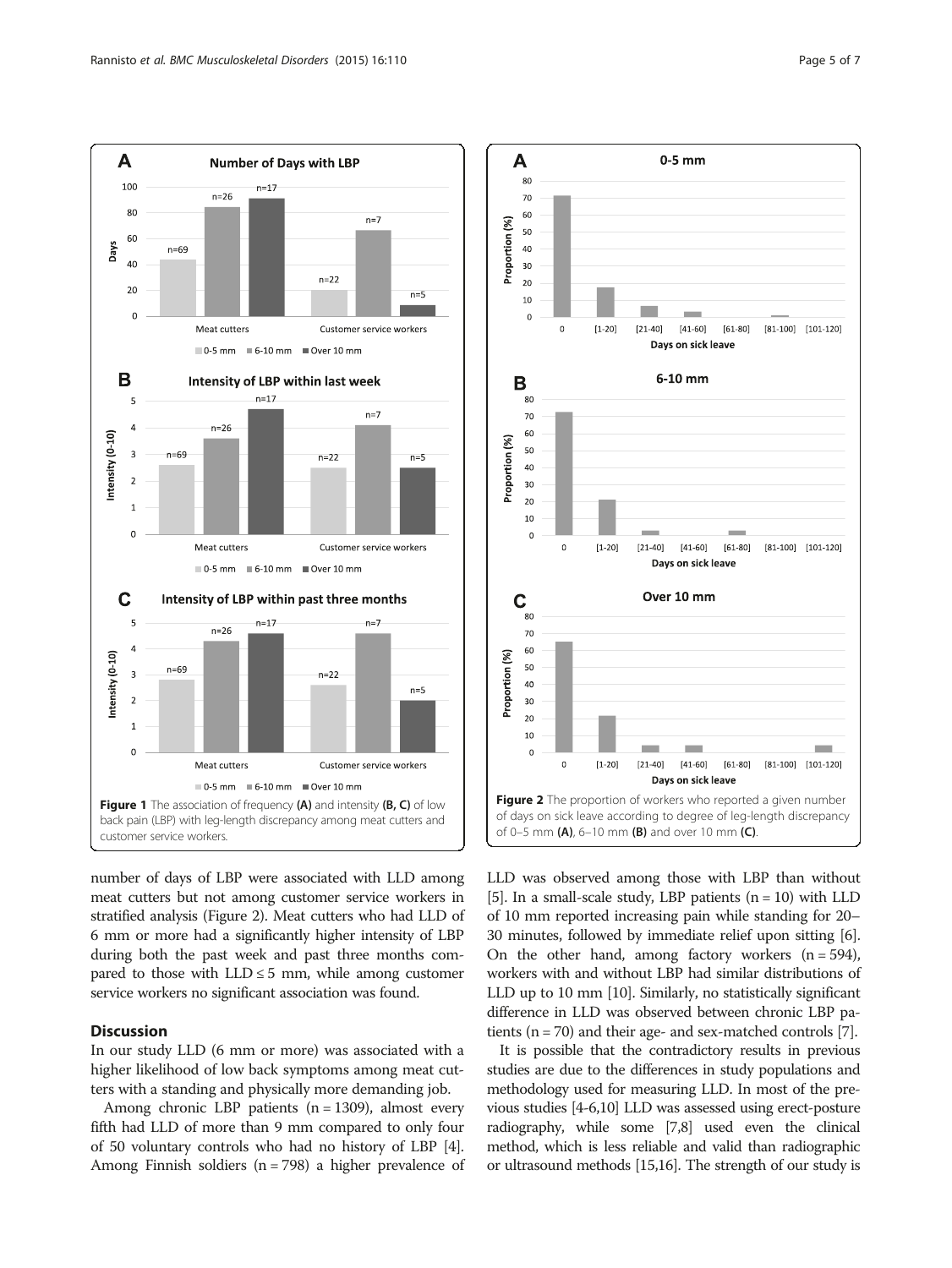Figure 1 The association of frequency (A) and intensity (B, C) of low back pain (LBP) with leg-length discrepancy among meat cutters and customer service workers.

Figure 2 The proportion of workers who reported a given number of days on sick leave according to degree of leg-length discrepancy of 0–5 mm (A), 6–10 mm (B) and over 10 mm (C).

number of days of LBP were associated with LLD among meat cutters but not among customer service workers in stratified analysis (Figure 2). Meat cutters who had LLD of 6 mm or more had a significantly higher intensity of LBP during both the past week and past three months compared to those with LLD ≤ 5 mm, while among customer service workers no significant association was found.

## Discussion

In our study LLD (6 mm or more) was associated with a higher likelihood of low back symptoms among meat cutters with a standing and physically more demanding job.

Among chronic LBP patients (n = 1309), almost every fifth had LLD of more than 9 mm compared to only four of 50 voluntary controls who had no history of LBP [4]. Among Finnish soldiers (n = 798) a higher prevalence of LLD was observed among those with LBP than without [5]. In a small-scale study, LBP patients (n = 10) with LLD of 10 mm reported increasing pain while standing for 20–30 minutes, followed by immediate relief upon sitting [6]. On the other hand, among factory workers (n = 594), workers with and without LBP had similar distributions of LLD up to 10 mm [10]. Similarly, no statistically significant difference in LLD was observed between chronic LBP patients (n = 70) and their age- and sex-matched controls [7].

It is possible that the contradictory results in previous studies are due to the differences in study populations and methodology used for measuring LLD. In most of the previous studies [4-6,10] LLD was assessed using erect-posture radiography, while some [7,8] used even the clinical method, which is less reliable and valid than radiographic or ultrasound methods [15,16]. The strength of our study is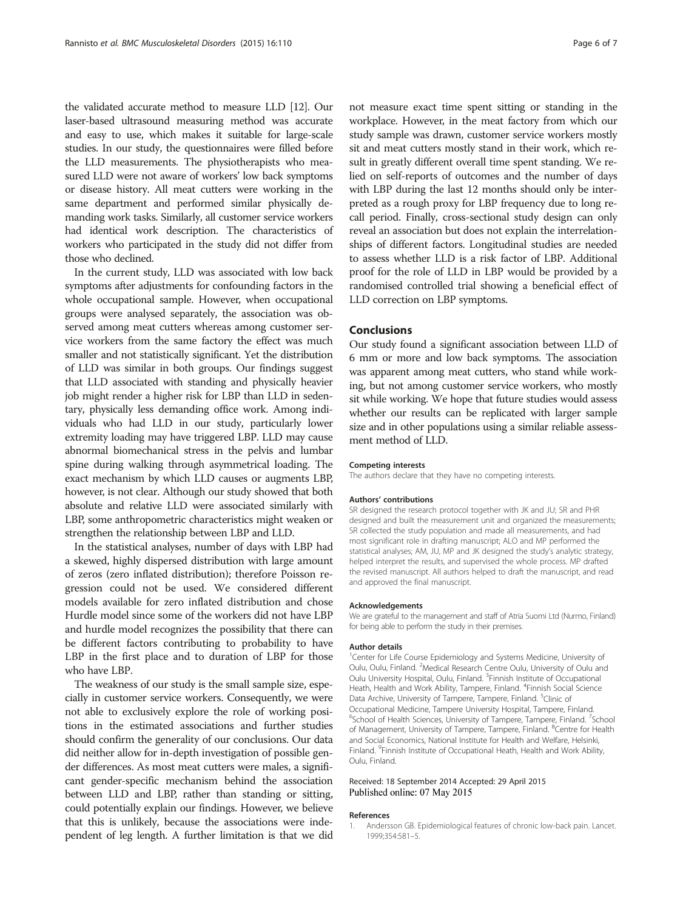the validated accurate method to measure LLD [12]. Our laser-based ultrasound measuring method was accurate and easy to use, which makes it suitable for large-scale studies. In our study, the questionnaires were filled before the LLD measurements. The physiotherapists who measured LLD were not aware of workers' low back symptoms or disease history. All meat cutters were working in the same department and performed similar physically demanding work tasks. Similarly, all customer service workers had identical work description. The characteristics of workers who participated in the study did not differ from those who declined.

In the current study, LLD was associated with low back symptoms after adjustments for confounding factors in the whole occupational sample. However, when occupational groups were analysed separately, the association was observed among meat cutters whereas among customer service workers from the same factory the effect was much smaller and not statistically significant. Yet the distribution of LLD was similar in both groups. Our findings suggest that LLD associated with standing and physically heavier job might render a higher risk for LBP than LLD in sedentary, physically less demanding office work. Among individuals who had LLD in our study, particularly lower extremity loading may have triggered LBP. LLD may cause abnormal biomechanical stress in the pelvis and lumbar spine during walking through asymmetrical loading. The exact mechanism by which LLD causes or augments LBP, however, is not clear. Although our study showed that both absolute and relative LLD were associated similarly with LBP, some anthropometric characteristics might weaken or strengthen the relationship between LBP and LLD.

In the statistical analyses, number of days with LBP had a skewed, highly dispersed distribution with large amount of zeros (zero inflated distribution); therefore Poisson regression could not be used. We considered different models available for zero inflated distribution and chose Hurdle model since some of the workers did not have LBP and hurdle model recognizes the possibility that there can be different factors contributing to probability to have LBP in the first place and to duration of LBP for those who have LBP.

The weakness of our study is the small sample size, especially in customer service workers. Consequently, we were not able to exclusively explore the role of working positions in the estimated associations and further studies should confirm the generality of our conclusions. Our data did neither allow for in-depth investigation of possible gender differences. As most meat cutters were males, a significant gender-specific mechanism behind the association between LLD and LBP, rather than standing or sitting, could potentially explain our findings. However, we believe that this is unlikely, because the associations were independent of leg length. A further limitation is that we did not measure exact time spent sitting or standing in the workplace. However, in the meat factory from which our study sample was drawn, customer service workers mostly sit and meat cutters mostly stand in their work, which result in greatly different overall time spent standing. We relied on self-reports of outcomes and the number of days with LBP during the last 12 months should only be interpreted as a rough proxy for LBP frequency due to long recall period. Finally, cross-sectional study design can only reveal an association but does not explain the interrelationships of different factors. Longitudinal studies are needed to assess whether LLD is a risk factor of LBP. Additional proof for the role of LLD in LBP would be provided by a randomised controlled trial showing a beneficial effect of LLD correction on LBP symptoms.

## Conclusions

Our study found a significant association between LLD of 6 mm or more and low back symptoms. The association was apparent among meat cutters, who stand while working, but not among customer service workers, who mostly sit while working. We hope that future studies would assess whether our results can be replicated with larger sample size and in other populations using a similar reliable assessment method of LLD.

#### Competing interests

The authors declare that they have no competing interests.

#### Authors' contributions

SR designed the research protocol together with JK and JU; SR and PHR designed and built the measurement unit and organized the measurements; SR collected the study population and made all measurements, and had most significant role in drafting manuscript; ALO and MP performed the statistical analyses; AM, JU, MP and JK designed the study's analytic strategy, helped interpret the results, and supervised the whole process. MP drafted the revised manuscript. All authors helped to draft the manuscript, and read and approved the final manuscript.

#### Acknowledgements

We are grateful to the management and staff of Atria Suomi Ltd (Nurmo, Finland) for being able to perform the study in their premises.

#### Author details

[1]Center for Life Course Epidemiology and Systems Medicine, University of Oulu, Oulu, Finland. [2]Medical Research Centre Oulu, University of Oulu and Oulu University Hospital, Oulu, Finland. [3]Finnish Institute of Occupational Heath, Health and Work Ability, Tampere, Finland. [4]Finnish Social Science Data Archive, University of Tampere, Tampere, Finland. [5]Clinic of Occupational Medicine, Tampere University Hospital, Tampere, Finland. [6]School of Health Sciences, University of Tampere, Tampere, Finland. [7]School of Management, University of Tampere, Tampere, Finland. [8]Centre for Health and Social Economics, National Institute for Health and Welfare, Helsinki, Finland. [9]Finnish Institute of Occupational Heath, Health and Work Ability, Oulu, Finland.

Received: 18 September 2014 Accepted: 29 April 2015
Published online: 07 May 2015

#### References

1. Andersson GB. Epidemiological features of chronic low-back pain. Lancet. 1999;354:581–5.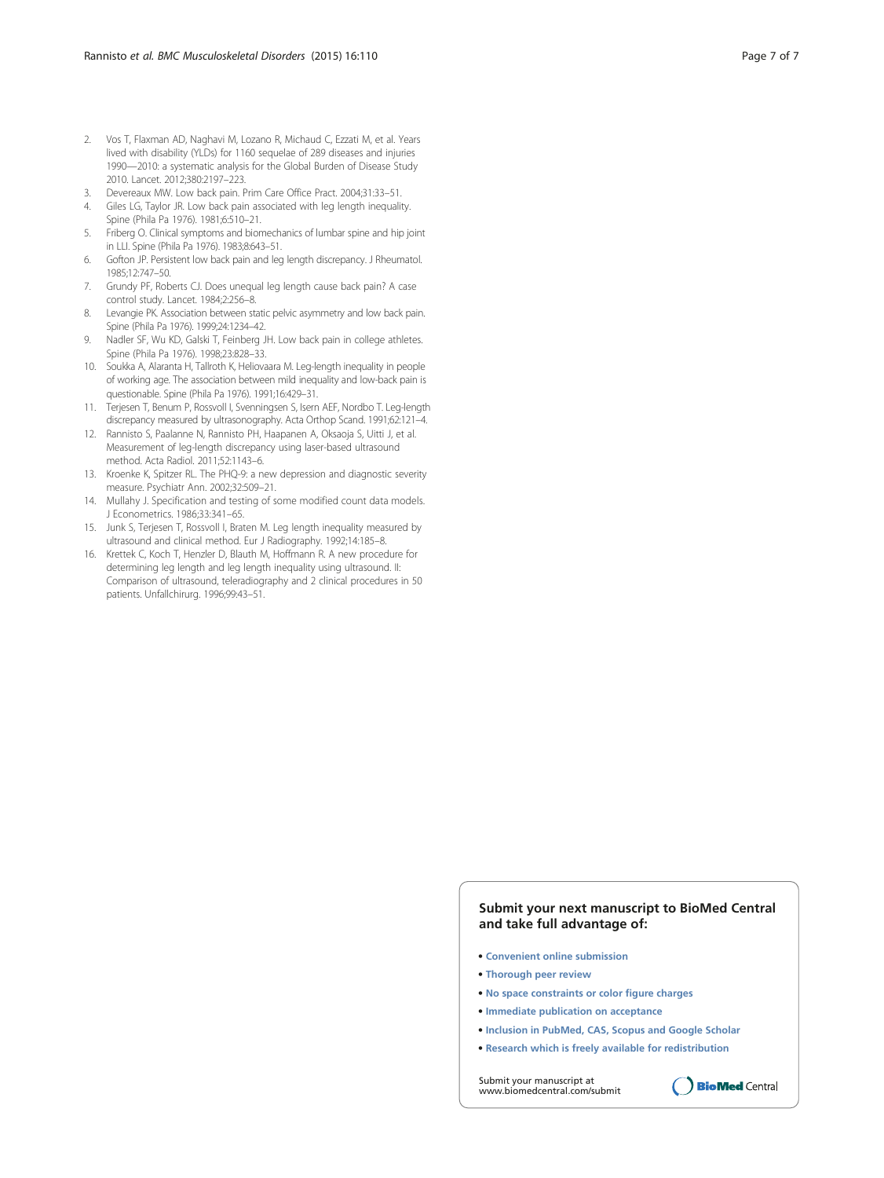2. Vos T, Flaxman AD, Naghavi M, Lozano R, Michaud C, Ezzati M, et al. Years lived with disability (YLDs) for 1160 sequelae of 289 diseases and injuries 1990—2010: a systematic analysis for the Global Burden of Disease Study 2010. Lancet. 2012;380:2197–223.
3. Devereaux MW. Low back pain. Prim Care Office Pract. 2004;31:33–51.
4. Giles LG, Taylor JR. Low back pain associated with leg length inequality. Spine (Phila Pa 1976). 1981;6:510–21.
5. Friberg O. Clinical symptoms and biomechanics of lumbar spine and hip joint in LLI. Spine (Phila Pa 1976). 1983;8:643–51.
6. Gofton JP. Persistent low back pain and leg length discrepancy. J Rheumatol. 1985;12:747–50.
7. Grundy PF, Roberts CJ. Does unequal leg length cause back pain? A case control study. Lancet. 1984;2:256–8.
8. Levangie PK. Association between static pelvic asymmetry and low back pain. Spine (Phila Pa 1976). 1999;24:1234–42.
9. Nadler SF, Wu KD, Galski T, Feinberg JH. Low back pain in college athletes. Spine (Phila Pa 1976). 1998;23:828–33.
10. Soukka A, Alaranta H, Tallroth K, Heliovaara M. Leg-length inequality in people of working age. The association between mild inequality and low-back pain is questionable. Spine (Phila Pa 1976). 1991;16:429–31.
11. Terjesen T, Benum P, Rossvoll I, Svenningsen S, Isern AEF, Nordbo T. Leg-length discrepancy measured by ultrasonography. Acta Orthop Scand. 1991;62:121–4.
12. Rannisto S, Paalanne N, Rannisto PH, Haapanen A, Oksaoja S, Uitti J, et al. Measurement of leg-length discrepancy using laser-based ultrasound method. Acta Radiol. 2011;52:1143–6.
13. Kroenke K, Spitzer RL. The PHQ-9: a new depression and diagnostic severity measure. Psychiatr Ann. 2002;32:509–21.
14. Mullahy J. Specification and testing of some modified count data models. J Econometrics. 1986;33:341–65.
15. Junk S, Terjesen T, Rossvoll I, Braten M. Leg length inequality measured by ultrasound and clinical method. Eur J Radiography. 1992;14:185–8.
16. Krettek C, Koch T, Henzler D, Blauth M, Hoffmann R. A new procedure for determining leg length and leg length inequality using ultrasound. II: Comparison of ultrasound, teleradiography and 2 clinical procedures in 50 patients. Unfallchirurg. 1996;99:43–51.

**Submit your next manuscript to BioMed Central and take full advantage of:**

- **Convenient online submission**
- **Thorough peer review**
- **No space constraints or color figure charges**
- **Immediate publication on acceptance**
- **Inclusion in PubMed, CAS, Scopus and Google Scholar**
- **Research which is freely available for redistribution**

Submit your manuscript at
www.biomedcentral.com/submit

BioMed Central